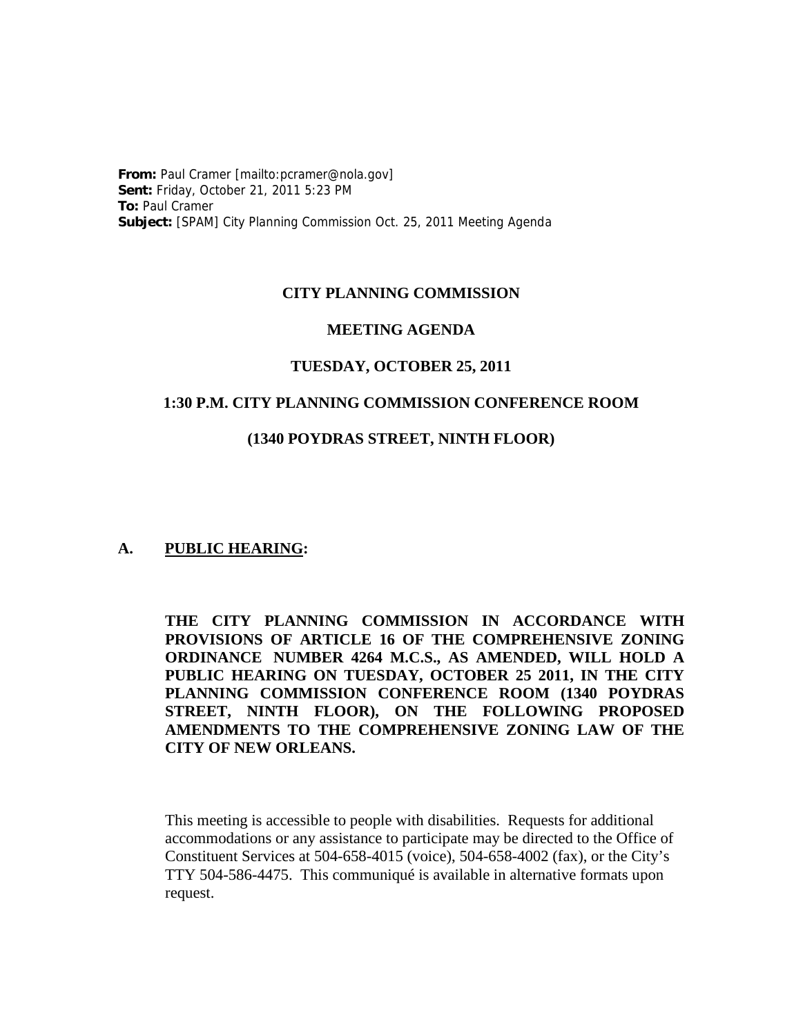**From:** Paul Cramer [mailto:pcramer@nola.gov]
**Sent:** Friday, October 21, 2011 5:23 PM
**To:** Paul Cramer
**Subject:** [SPAM] City Planning Commission Oct. 25, 2011 Meeting Agenda

# CITY PLANNING COMMISSION

## MEETING AGENDA

## TUESDAY, OCTOBER 25, 2011

## 1:30 P.M. CITY PLANNING COMMISSION CONFERENCE ROOM

## (1340 POYDRAS STREET, NINTH FLOOR)

**A. <u>PUBLIC HEARING</u>:**

**THE CITY PLANNING COMMISSION IN ACCORDANCE WITH PROVISIONS OF ARTICLE 16 OF THE COMPREHENSIVE ZONING ORDINANCE NUMBER 4264 M.C.S., AS AMENDED, WILL HOLD A PUBLIC HEARING ON TUESDAY, OCTOBER 25 2011, IN THE CITY PLANNING COMMISSION CONFERENCE ROOM (1340 POYDRAS STREET, NINTH FLOOR), ON THE FOLLOWING PROPOSED AMENDMENTS TO THE COMPREHENSIVE ZONING LAW OF THE CITY OF NEW ORLEANS.**

This meeting is accessible to people with disabilities. Requests for additional accommodations or any assistance to participate may be directed to the Office of Constituent Services at 504-658-4015 (voice), 504-658-4002 (fax), or the City's TTY 504-586-4475. This communiqué is available in alternative formats upon request.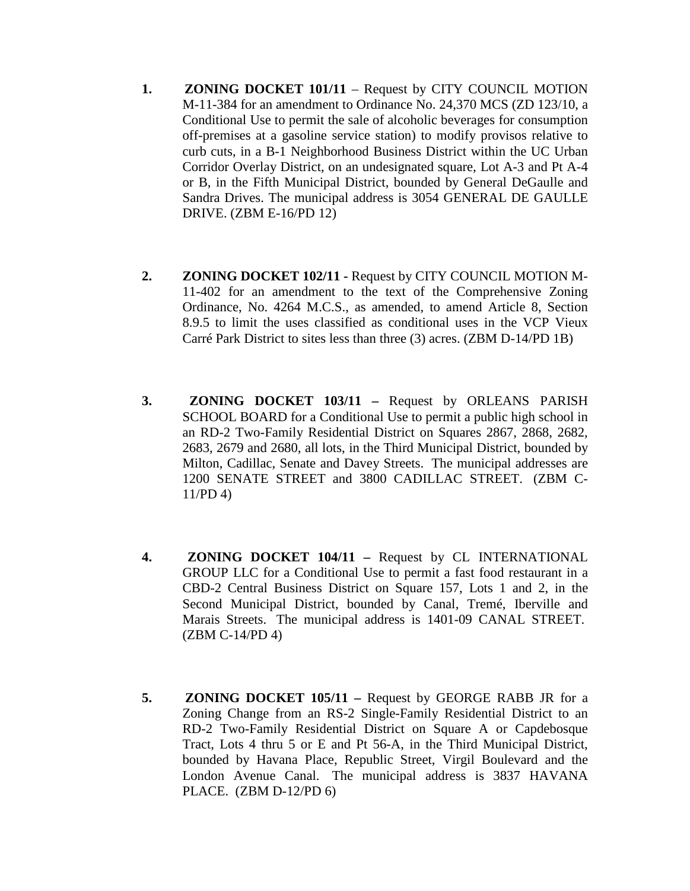1. **ZONING DOCKET 101/11** – Request by CITY COUNCIL MOTION M-11-384 for an amendment to Ordinance No. 24,370 MCS (ZD 123/10, a Conditional Use to permit the sale of alcoholic beverages for consumption off-premises at a gasoline service station) to modify provisos relative to curb cuts, in a B-1 Neighborhood Business District within the UC Urban Corridor Overlay District, on an undesignated square, Lot A-3 and Pt A-4 or B, in the Fifth Municipal District, bounded by General DeGaulle and Sandra Drives. The municipal address is 3054 GENERAL DE GAULLE DRIVE. (ZBM E-16/PD 12)

2. **ZONING DOCKET 102/11 -** Request by CITY COUNCIL MOTION M-11-402 for an amendment to the text of the Comprehensive Zoning Ordinance, No. 4264 M.C.S., as amended, to amend Article 8, Section 8.9.5 to limit the uses classified as conditional uses in the VCP Vieux Carré Park District to sites less than three (3) acres. (ZBM D-14/PD 1B)

3. **ZONING DOCKET 103/11 –** Request by ORLEANS PARISH SCHOOL BOARD for a Conditional Use to permit a public high school in an RD-2 Two-Family Residential District on Squares 2867, 2868, 2682, 2683, 2679 and 2680, all lots, in the Third Municipal District, bounded by Milton, Cadillac, Senate and Davey Streets. The municipal addresses are 1200 SENATE STREET and 3800 CADILLAC STREET. (ZBM C-11/PD 4)

4. **ZONING DOCKET 104/11 –** Request by CL INTERNATIONAL GROUP LLC for a Conditional Use to permit a fast food restaurant in a CBD-2 Central Business District on Square 157, Lots 1 and 2, in the Second Municipal District, bounded by Canal, Tremé, Iberville and Marais Streets. The municipal address is 1401-09 CANAL STREET. (ZBM C-14/PD 4)

5. **ZONING DOCKET 105/11 –** Request by GEORGE RABB JR for a Zoning Change from an RS-2 Single-Family Residential District to an RD-2 Two-Family Residential District on Square A or Capdebosque Tract, Lots 4 thru 5 or E and Pt 56-A, in the Third Municipal District, bounded by Havana Place, Republic Street, Virgil Boulevard and the London Avenue Canal. The municipal address is 3837 HAVANA PLACE. (ZBM D-12/PD 6)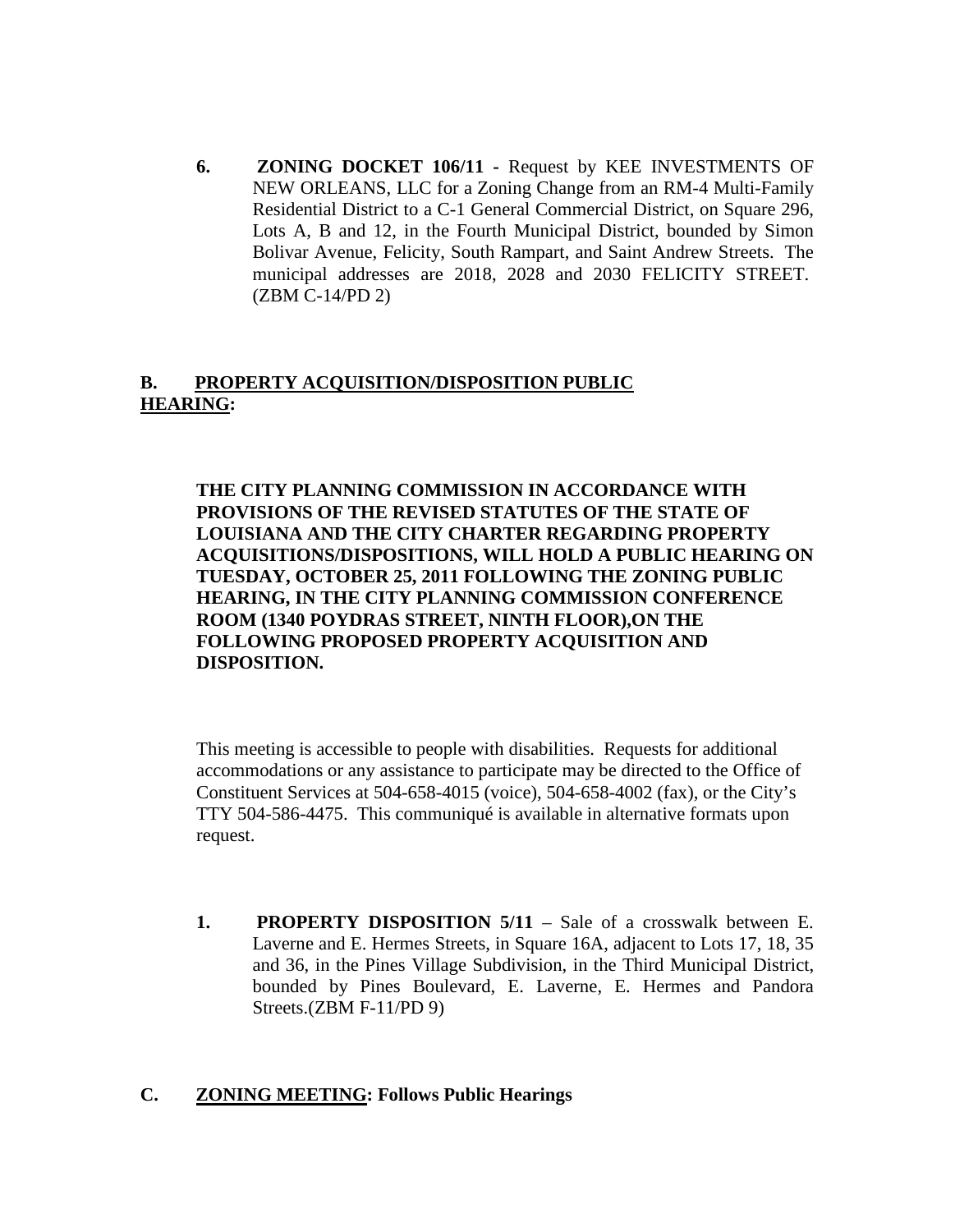6. **ZONING DOCKET 106/11 -** Request by KEE INVESTMENTS OF NEW ORLEANS, LLC for a Zoning Change from an RM-4 Multi-Family Residential District to a C-1 General Commercial District, on Square 296, Lots A, B and 12, in the Fourth Municipal District, bounded by Simon Bolivar Avenue, Felicity, South Rampart, and Saint Andrew Streets. The municipal addresses are 2018, 2028 and 2030 FELICITY STREET. (ZBM C-14/PD 2)

## B. PROPERTY ACQUISITION/DISPOSITION PUBLIC HEARING:

**THE CITY PLANNING COMMISSION IN ACCORDANCE WITH PROVISIONS OF THE REVISED STATUTES OF THE STATE OF LOUISIANA AND THE CITY CHARTER REGARDING PROPERTY ACQUISITIONS/DISPOSITIONS, WILL HOLD A PUBLIC HEARING ON TUESDAY, OCTOBER 25, 2011 FOLLOWING THE ZONING PUBLIC HEARING, IN THE CITY PLANNING COMMISSION CONFERENCE ROOM (1340 POYDRAS STREET, NINTH FLOOR),ON THE FOLLOWING PROPOSED PROPERTY ACQUISITION AND DISPOSITION.**

This meeting is accessible to people with disabilities. Requests for additional accommodations or any assistance to participate may be directed to the Office of Constituent Services at 504-658-4015 (voice), 504-658-4002 (fax), or the City's TTY 504-586-4475. This communiqué is available in alternative formats upon request.

1. **PROPERTY DISPOSITION 5/11** – Sale of a crosswalk between E. Laverne and E. Hermes Streets, in Square 16A, adjacent to Lots 17, 18, 35 and 36, in the Pines Village Subdivision, in the Third Municipal District, bounded by Pines Boulevard, E. Laverne, E. Hermes and Pandora Streets.(ZBM F-11/PD 9)

## C. ZONING MEETING: Follows Public Hearings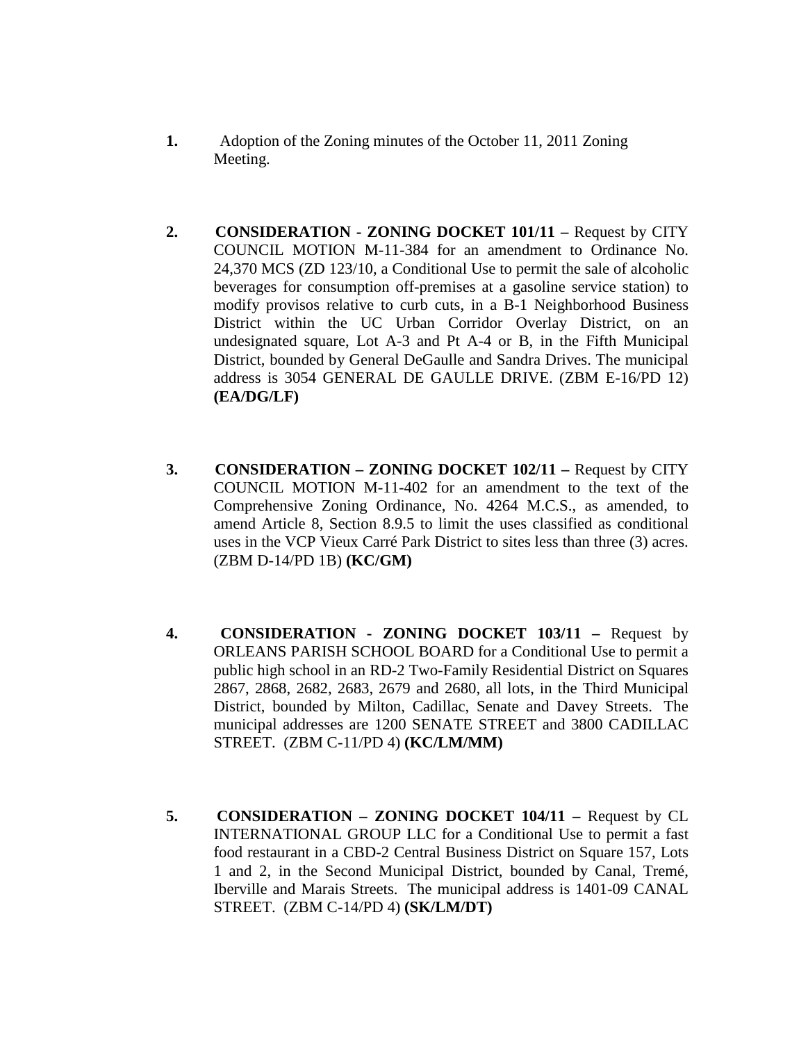**1.** Adoption of the Zoning minutes of the October 11, 2011 Zoning Meeting.

**2.** **CONSIDERATION - ZONING DOCKET 101/11 –** Request by CITY COUNCIL MOTION M-11-384 for an amendment to Ordinance No. 24,370 MCS (ZD 123/10, a Conditional Use to permit the sale of alcoholic beverages for consumption off-premises at a gasoline service station) to modify provisos relative to curb cuts, in a B-1 Neighborhood Business District within the UC Urban Corridor Overlay District, on an undesignated square, Lot A-3 and Pt A-4 or B, in the Fifth Municipal District, bounded by General DeGaulle and Sandra Drives. The municipal address is 3054 GENERAL DE GAULLE DRIVE. (ZBM E-16/PD 12) **(EA/DG/LF)**

**3.** **CONSIDERATION – ZONING DOCKET 102/11 –** Request by CITY COUNCIL MOTION M-11-402 for an amendment to the text of the Comprehensive Zoning Ordinance, No. 4264 M.C.S., as amended, to amend Article 8, Section 8.9.5 to limit the uses classified as conditional uses in the VCP Vieux Carré Park District to sites less than three (3) acres. (ZBM D-14/PD 1B) **(KC/GM)**

**4.** **CONSIDERATION - ZONING DOCKET 103/11 –** Request by ORLEANS PARISH SCHOOL BOARD for a Conditional Use to permit a public high school in an RD-2 Two-Family Residential District on Squares 2867, 2868, 2682, 2683, 2679 and 2680, all lots, in the Third Municipal District, bounded by Milton, Cadillac, Senate and Davey Streets. The municipal addresses are 1200 SENATE STREET and 3800 CADILLAC STREET. (ZBM C-11/PD 4) **(KC/LM/MM)**

**5.** **CONSIDERATION – ZONING DOCKET 104/11 –** Request by CL INTERNATIONAL GROUP LLC for a Conditional Use to permit a fast food restaurant in a CBD-2 Central Business District on Square 157, Lots 1 and 2, in the Second Municipal District, bounded by Canal, Tremé, Iberville and Marais Streets. The municipal address is 1401-09 CANAL STREET. (ZBM C-14/PD 4) **(SK/LM/DT)**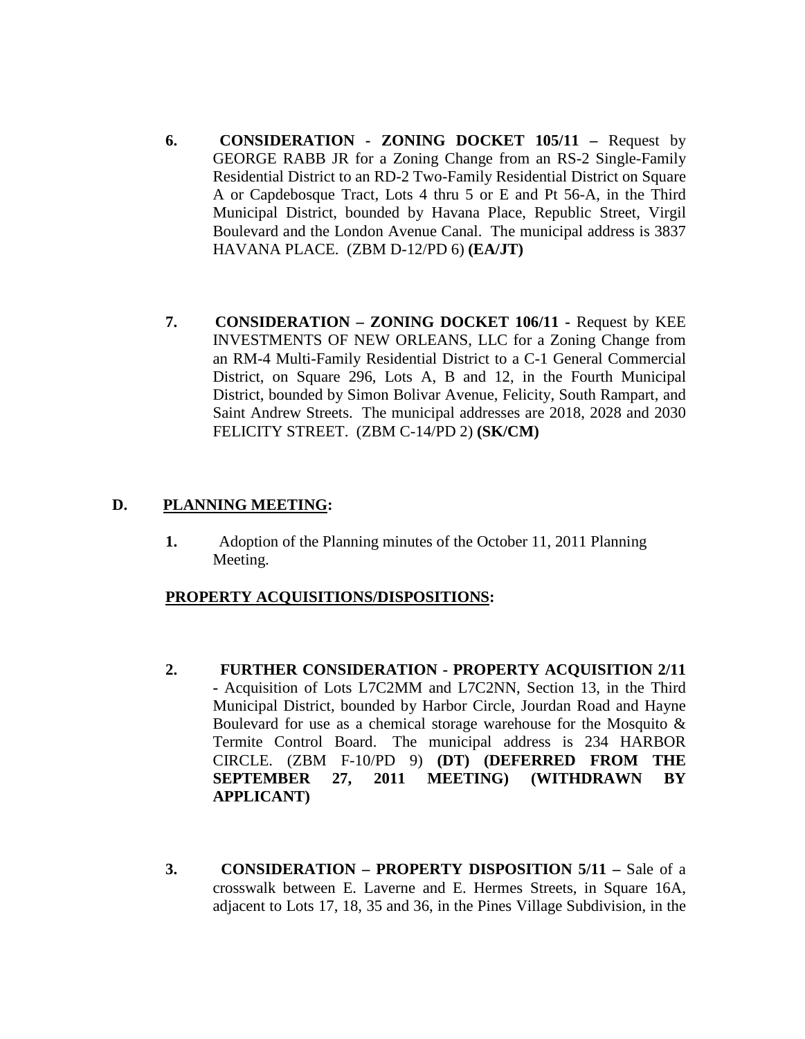**6. CONSIDERATION - ZONING DOCKET 105/11 –** Request by GEORGE RABB JR for a Zoning Change from an RS-2 Single-Family Residential District to an RD-2 Two-Family Residential District on Square A or Capdebosque Tract, Lots 4 thru 5 or E and Pt 56-A, in the Third Municipal District, bounded by Havana Place, Republic Street, Virgil Boulevard and the London Avenue Canal. The municipal address is 3837 HAVANA PLACE. (ZBM D-12/PD 6) **(EA/JT)**

**7. CONSIDERATION – ZONING DOCKET 106/11 -** Request by KEE INVESTMENTS OF NEW ORLEANS, LLC for a Zoning Change from an RM-4 Multi-Family Residential District to a C-1 General Commercial District, on Square 296, Lots A, B and 12, in the Fourth Municipal District, bounded by Simon Bolivar Avenue, Felicity, South Rampart, and Saint Andrew Streets. The municipal addresses are 2018, 2028 and 2030 FELICITY STREET. (ZBM C-14/PD 2) **(SK/CM)**

## D. PLANNING MEETING:

**1.** Adoption of the Planning minutes of the October 11, 2011 Planning Meeting.

### PROPERTY ACQUISITIONS/DISPOSITIONS:

**2. FURTHER CONSIDERATION - PROPERTY ACQUISITION 2/11** - Acquisition of Lots L7C2MM and L7C2NN, Section 13, in the Third Municipal District, bounded by Harbor Circle, Jourdan Road and Hayne Boulevard for use as a chemical storage warehouse for the Mosquito & Termite Control Board. The municipal address is 234 HARBOR CIRCLE. (ZBM F-10/PD 9) **(DT) (DEFERRED FROM THE SEPTEMBER 27, 2011 MEETING) (WITHDRAWN BY APPLICANT)**

**3. CONSIDERATION – PROPERTY DISPOSITION 5/11 –** Sale of a crosswalk between E. Laverne and E. Hermes Streets, in Square 16A, adjacent to Lots 17, 18, 35 and 36, in the Pines Village Subdivision, in the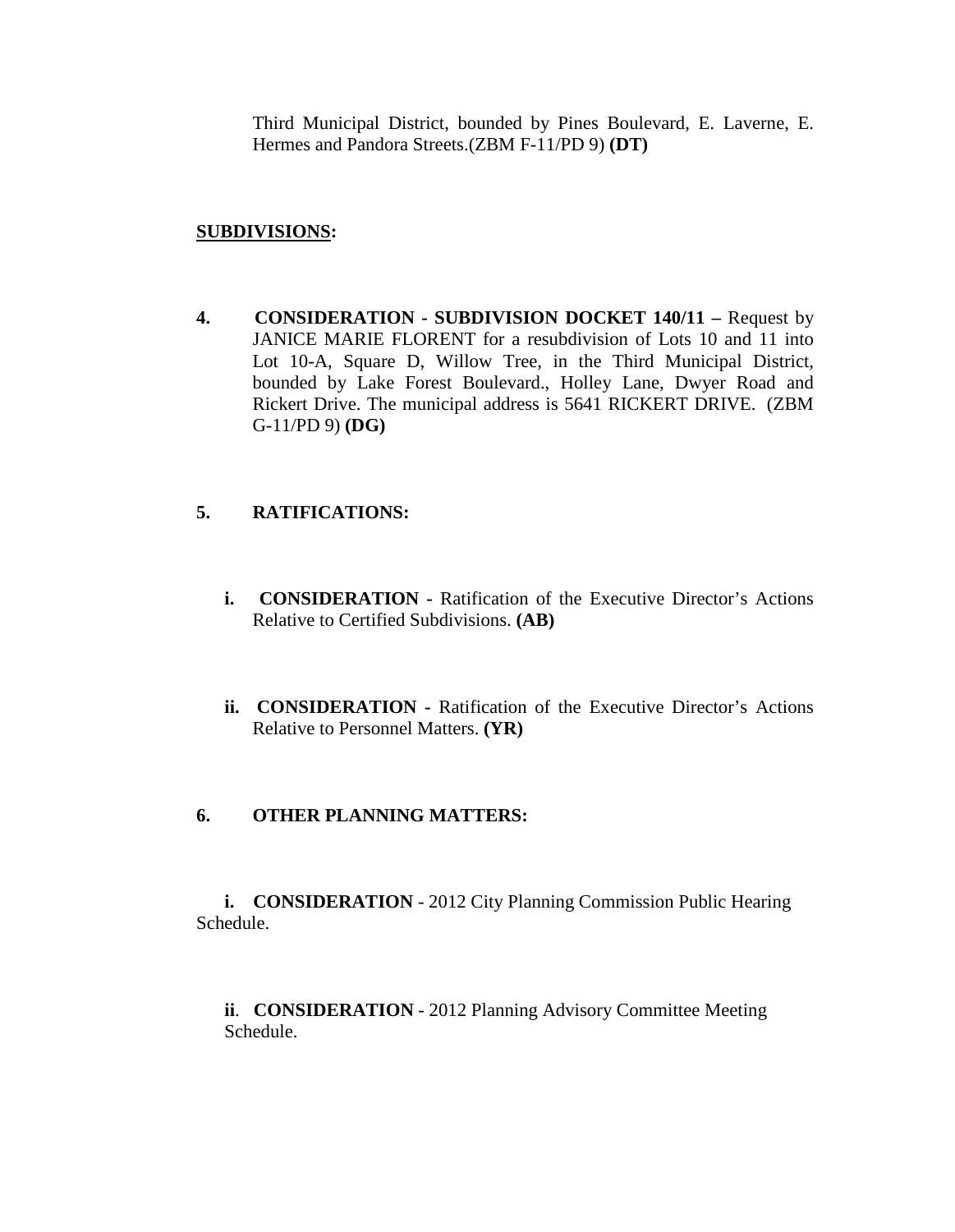Third Municipal District, bounded by Pines Boulevard, E. Laverne, E. Hermes and Pandora Streets.(ZBM F-11/PD 9) **(DT)**

**SUBDIVISIONS:**

**4. CONSIDERATION - SUBDIVISION DOCKET 140/11 –** Request by JANICE MARIE FLORENT for a resubdivision of Lots 10 and 11 into Lot 10-A, Square D, Willow Tree, in the Third Municipal District, bounded by Lake Forest Boulevard., Holley Lane, Dwyer Road and Rickert Drive. The municipal address is 5641 RICKERT DRIVE. (ZBM G-11/PD 9) **(DG)**

**5. RATIFICATIONS:**

**i. CONSIDERATION -** Ratification of the Executive Director's Actions Relative to Certified Subdivisions. **(AB)**

**ii. CONSIDERATION -** Ratification of the Executive Director's Actions Relative to Personnel Matters. **(YR)**

**6. OTHER PLANNING MATTERS:**

**i. CONSIDERATION** - 2012 City Planning Commission Public Hearing Schedule.

**ii**. **CONSIDERATION** - 2012 Planning Advisory Committee Meeting Schedule.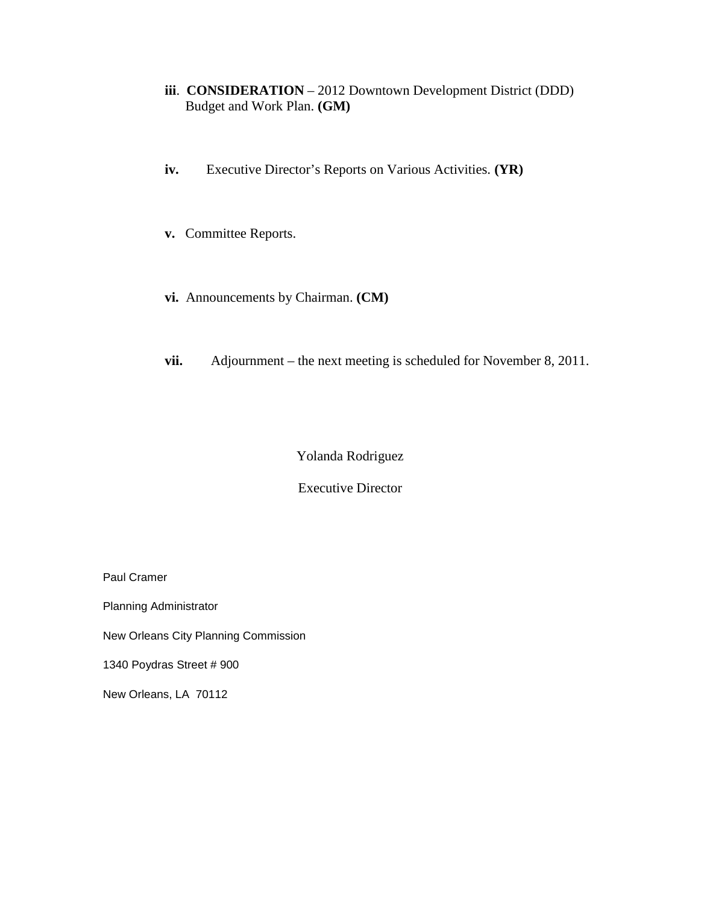**iii**. **CONSIDERATION** – 2012 Downtown Development District (DDD) Budget and Work Plan. **(GM)**

**iv.** Executive Director's Reports on Various Activities. **(YR)**

**v.** Committee Reports.

**vi.** Announcements by Chairman. **(CM)**

**vii.** Adjournment – the next meeting is scheduled for November 8, 2011.

Yolanda Rodriguez

Executive Director

Paul Cramer

Planning Administrator

New Orleans City Planning Commission

1340 Poydras Street # 900

New Orleans, LA 70112